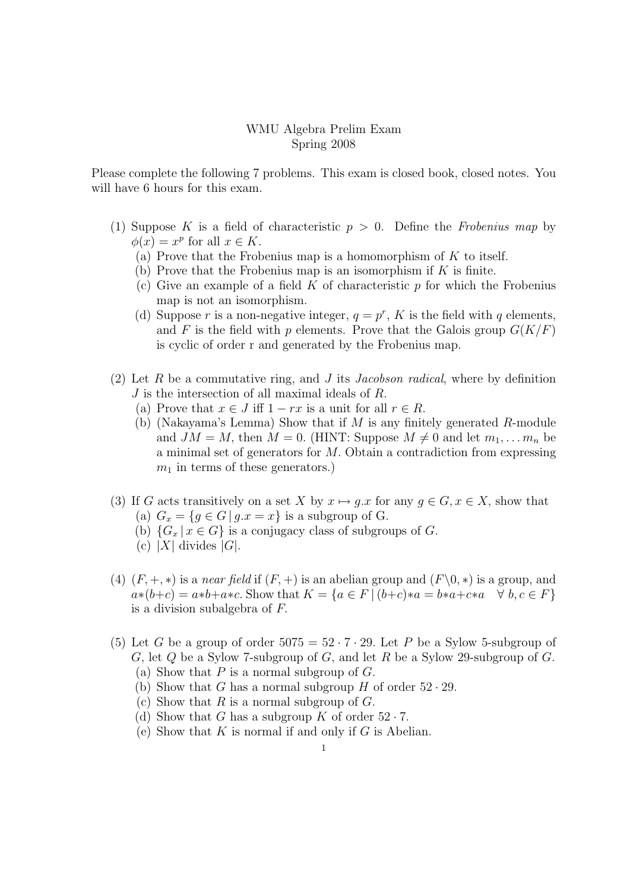WMU Algebra Prelim Exam
Spring 2008

Please complete the following 7 problems. This exam is closed book, closed notes. You will have 6 hours for this exam.

(1) Suppose $K$ is a field of characteristic $p > 0$. Define the *Frobenius map* by $\phi(x) = x^p$ for all $x \in K$.
  (a) Prove that the Frobenius map is a homomorphism of $K$ to itself.
  (b) Prove that the Frobenius map is an isomorphism if $K$ is finite.
  (c) Give an example of a field $K$ of characteristic $p$ for which the Frobenius map is not an isomorphism.
  (d) Suppose $r$ is a non-negative integer, $q = p^r$, $K$ is the field with $q$ elements, and $F$ is the field with $p$ elements. Prove that the Galois group $G(K/F)$ is cyclic of order r and generated by the Frobenius map.

(2) Let $R$ be a commutative ring, and $J$ its *Jacobson radical*, where by definition $J$ is the intersection of all maximal ideals of $R$.
  (a) Prove that $x \in J$ iff $1 - rx$ is a unit for all $r \in R$.
  (b) (Nakayama's Lemma) Show that if $M$ is any finitely generated $R$-module and $JM = M$, then $M = 0$. (HINT: Suppose $M \neq 0$ and let $m_1, \ldots m_n$ be a minimal set of generators for $M$. Obtain a contradiction from expressing $m_1$ in terms of these generators.)

(3) If $G$ acts transitively on a set $X$ by $x \mapsto g.x$ for any $g \in G, x \in X$, show that
  (a) $G_x = \{g \in G \,|\, g.x = x\}$ is a subgroup of G.
  (b) $\{G_x \,|\, x \in G\}$ is a conjugacy class of subgroups of $G$.
  (c) $|X|$ divides $|G|$.

(4) $(F, +, *)$ is a *near field* if $(F, +)$ is an abelian group and $(F\backslash 0, *)$ is a group, and $a*(b+c) = a*b+a*c$. Show that $K = \{a \in F \,|\, (b+c)*a = b*a+c*a \quad \forall\ b, c \in F\}$ is a division subalgebra of $F$.

(5) Let $G$ be a group of order $5075 = 5^2 \cdot 7 \cdot 29$. Let $P$ be a Sylow 5-subgroup of $G$, let $Q$ be a Sylow 7-subgroup of $G$, and let $R$ be a Sylow 29-subgroup of $G$.
  (a) Show that $P$ is a normal subgroup of $G$.
  (b) Show that $G$ has a normal subgroup $H$ of order $5^2 \cdot 29$.
  (c) Show that $R$ is a normal subgroup of $G$.
  (d) Show that $G$ has a subgroup $K$ of order $5^2 \cdot 7$.
  (e) Show that $K$ is normal if and only if $G$ is Abelian.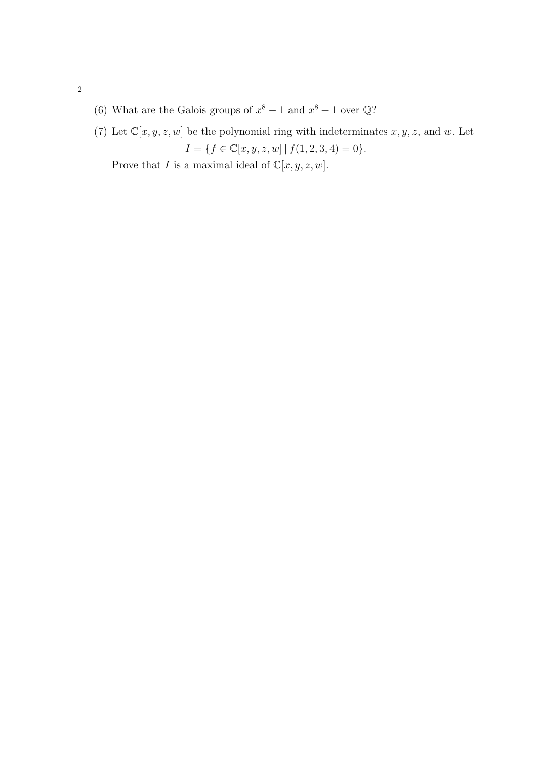(6) What are the Galois groups of $x^8 - 1$ and $x^8 + 1$ over $\mathbb{Q}$?

(7) Let $\mathbb{C}[x, y, z, w]$ be the polynomial ring with indeterminates $x, y, z$, and $w$. Let

$$I = \{f \in \mathbb{C}[x, y, z, w] \mid f(1, 2, 3, 4) = 0\}.$$

Prove that $I$ is a maximal ideal of $\mathbb{C}[x, y, z, w]$.